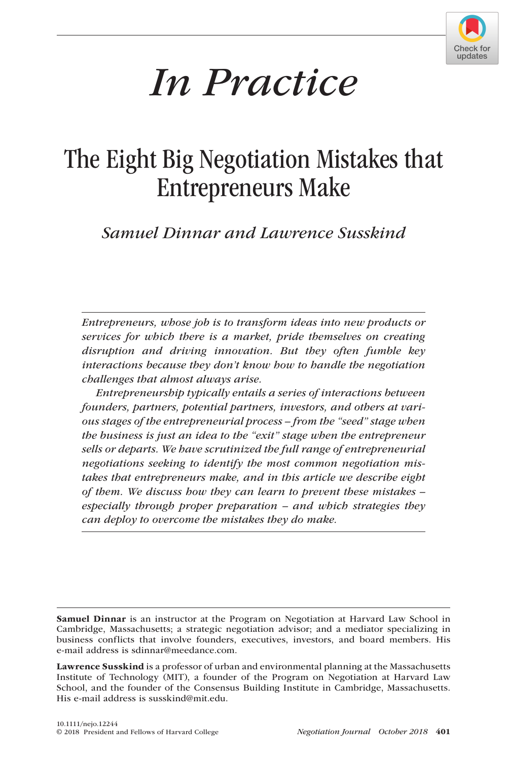# *In Practice*

## The Eight Big Negotiation Mistakes that Entrepreneurs Make

*Samuel Dinnar and Lawrence Susskind*

*Entrepreneurs, whose job is to transform ideas into new products or services for which there is a market, pride themselves on creating disruption and driving innovation. But they often fumble key interactions because they don't know how to handle the negotiation challenges that almost always arise.*

*Entrepreneurship typically entails a series of interactions between founders, partners, potential partners, investors, and others at various stages of the entrepreneurial process – from the "seed" stage when the business is just an idea to the "exit" stage when the entrepreneur sells or departs. We have scrutinized the full range of entrepreneurial negotiations seeking to identify the most common negotiation mistakes that entrepreneurs make, and in this article we describe eight of them. We discuss how they can learn to prevent these mistakes – especially through proper preparation – and which strategies they can deploy to overcome the mistakes they do make.*

**Samuel Dinnar** is an instructor at the Program on Negotiation at Harvard Law School in Cambridge, Massachusetts; a strategic negotiation advisor; and a mediator specializing in business conflicts that involve founders, executives, investors, and board members. His e-mail address is sdinnar@meedance.com.

**Lawrence Susskind** is a professor of urban and environmental planning at the Massachusetts Institute of Technology (MIT), a founder of the Program on Negotiation at Harvard Law School, and the founder of the Consensus Building Institute in Cambridge, Massachusetts. His e-mail address is susskind@mit.edu.

10.1111/nejo.12244
© 2018 President and Fellows of Harvard College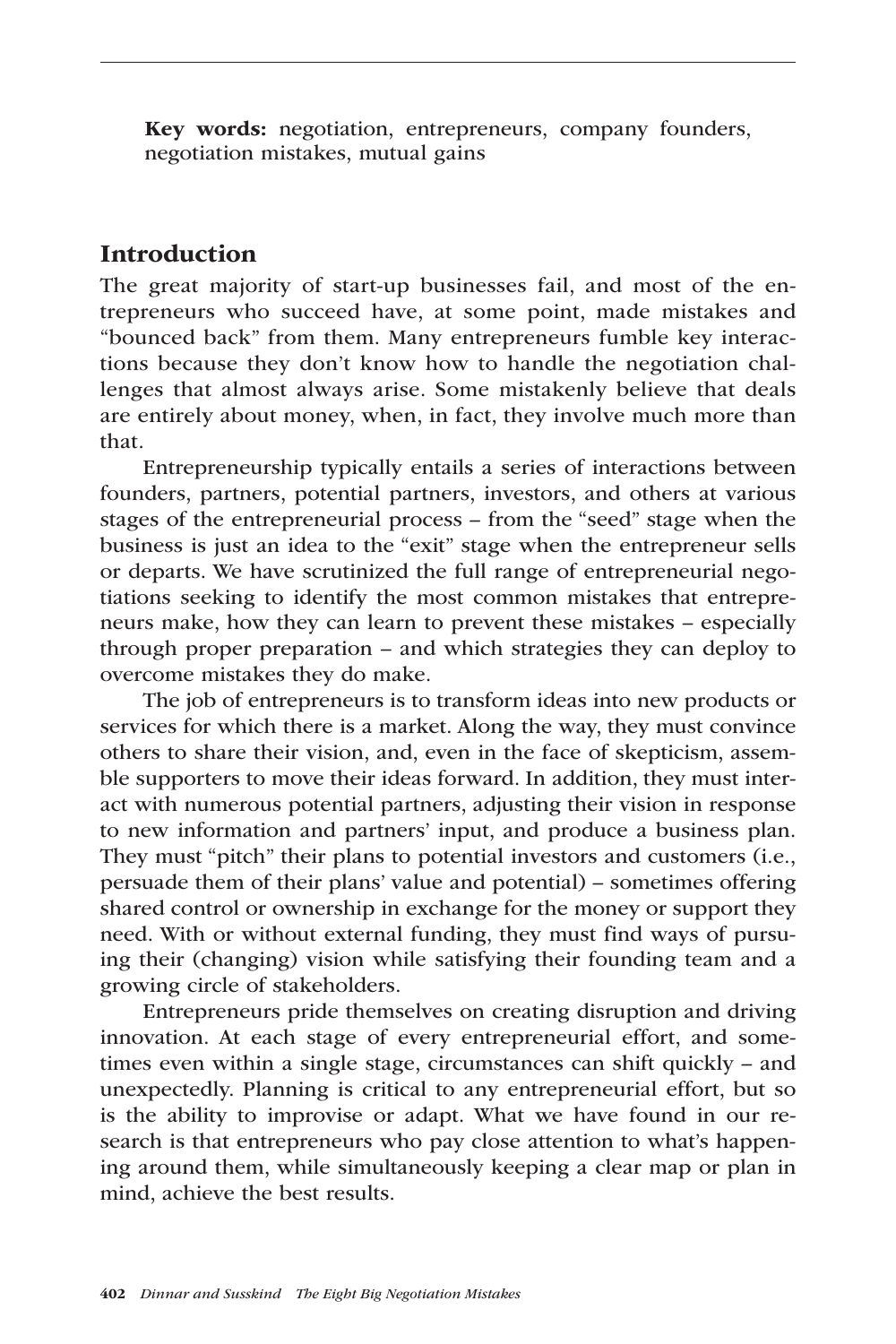**Key words:** negotiation, entrepreneurs, company founders, negotiation mistakes, mutual gains

## Introduction

The great majority of start-up businesses fail, and most of the entrepreneurs who succeed have, at some point, made mistakes and "bounced back" from them. Many entrepreneurs fumble key interactions because they don't know how to handle the negotiation challenges that almost always arise. Some mistakenly believe that deals are entirely about money, when, in fact, they involve much more than that.

Entrepreneurship typically entails a series of interactions between founders, partners, potential partners, investors, and others at various stages of the entrepreneurial process – from the "seed" stage when the business is just an idea to the "exit" stage when the entrepreneur sells or departs. We have scrutinized the full range of entrepreneurial negotiations seeking to identify the most common mistakes that entrepreneurs make, how they can learn to prevent these mistakes – especially through proper preparation – and which strategies they can deploy to overcome mistakes they do make.

The job of entrepreneurs is to transform ideas into new products or services for which there is a market. Along the way, they must convince others to share their vision, and, even in the face of skepticism, assemble supporters to move their ideas forward. In addition, they must interact with numerous potential partners, adjusting their vision in response to new information and partners' input, and produce a business plan. They must "pitch" their plans to potential investors and customers (i.e., persuade them of their plans' value and potential) – sometimes offering shared control or ownership in exchange for the money or support they need. With or without external funding, they must find ways of pursuing their (changing) vision while satisfying their founding team and a growing circle of stakeholders.

Entrepreneurs pride themselves on creating disruption and driving innovation. At each stage of every entrepreneurial effort, and sometimes even within a single stage, circumstances can shift quickly – and unexpectedly. Planning is critical to any entrepreneurial effort, but so is the ability to improvise or adapt. What we have found in our research is that entrepreneurs who pay close attention to what's happening around them, while simultaneously keeping a clear map or plan in mind, achieve the best results.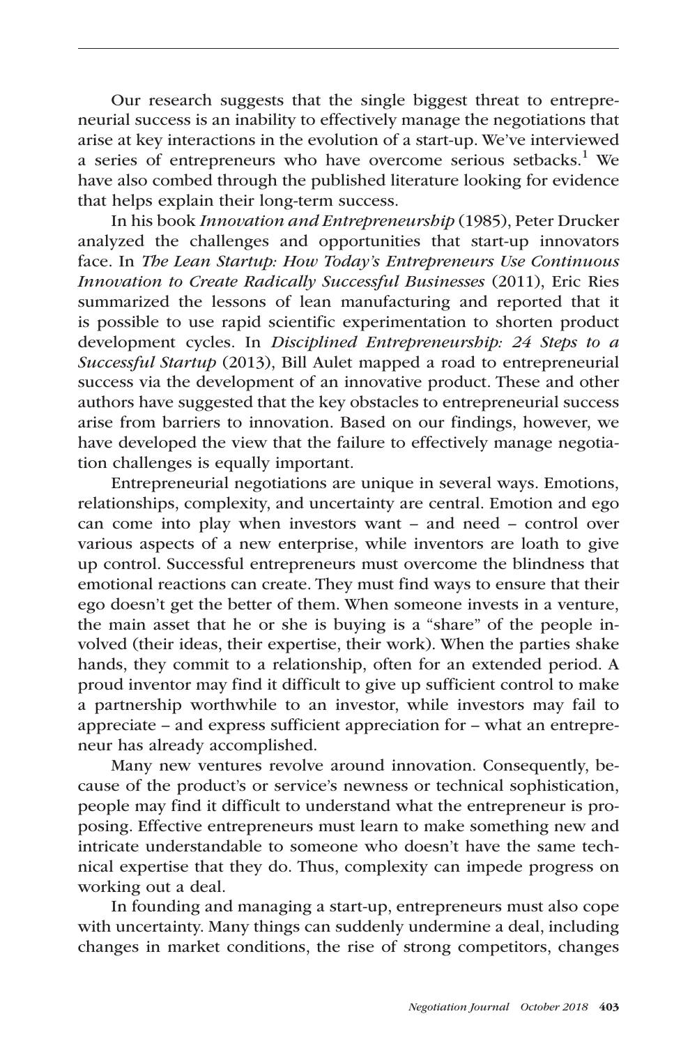Our research suggests that the single biggest threat to entrepreneurial success is an inability to effectively manage the negotiations that arise at key interactions in the evolution of a start-up. We've interviewed a series of entrepreneurs who have overcome serious setbacks.[1] We have also combed through the published literature looking for evidence that helps explain their long-term success.

In his book *Innovation and Entrepreneurship* (1985), Peter Drucker analyzed the challenges and opportunities that start-up innovators face. In *The Lean Startup: How Today's Entrepreneurs Use Continuous Innovation to Create Radically Successful Businesses* (2011), Eric Ries summarized the lessons of lean manufacturing and reported that it is possible to use rapid scientific experimentation to shorten product development cycles. In *Disciplined Entrepreneurship: 24 Steps to a Successful Startup* (2013), Bill Aulet mapped a road to entrepreneurial success via the development of an innovative product. These and other authors have suggested that the key obstacles to entrepreneurial success arise from barriers to innovation. Based on our findings, however, we have developed the view that the failure to effectively manage negotiation challenges is equally important.

Entrepreneurial negotiations are unique in several ways. Emotions, relationships, complexity, and uncertainty are central. Emotion and ego can come into play when investors want – and need – control over various aspects of a new enterprise, while inventors are loath to give up control. Successful entrepreneurs must overcome the blindness that emotional reactions can create. They must find ways to ensure that their ego doesn't get the better of them. When someone invests in a venture, the main asset that he or she is buying is a "share" of the people involved (their ideas, their expertise, their work). When the parties shake hands, they commit to a relationship, often for an extended period. A proud inventor may find it difficult to give up sufficient control to make a partnership worthwhile to an investor, while investors may fail to appreciate – and express sufficient appreciation for – what an entrepreneur has already accomplished.

Many new ventures revolve around innovation. Consequently, because of the product's or service's newness or technical sophistication, people may find it difficult to understand what the entrepreneur is proposing. Effective entrepreneurs must learn to make something new and intricate understandable to someone who doesn't have the same technical expertise that they do. Thus, complexity can impede progress on working out a deal.

In founding and managing a start-up, entrepreneurs must also cope with uncertainty. Many things can suddenly undermine a deal, including changes in market conditions, the rise of strong competitors, changes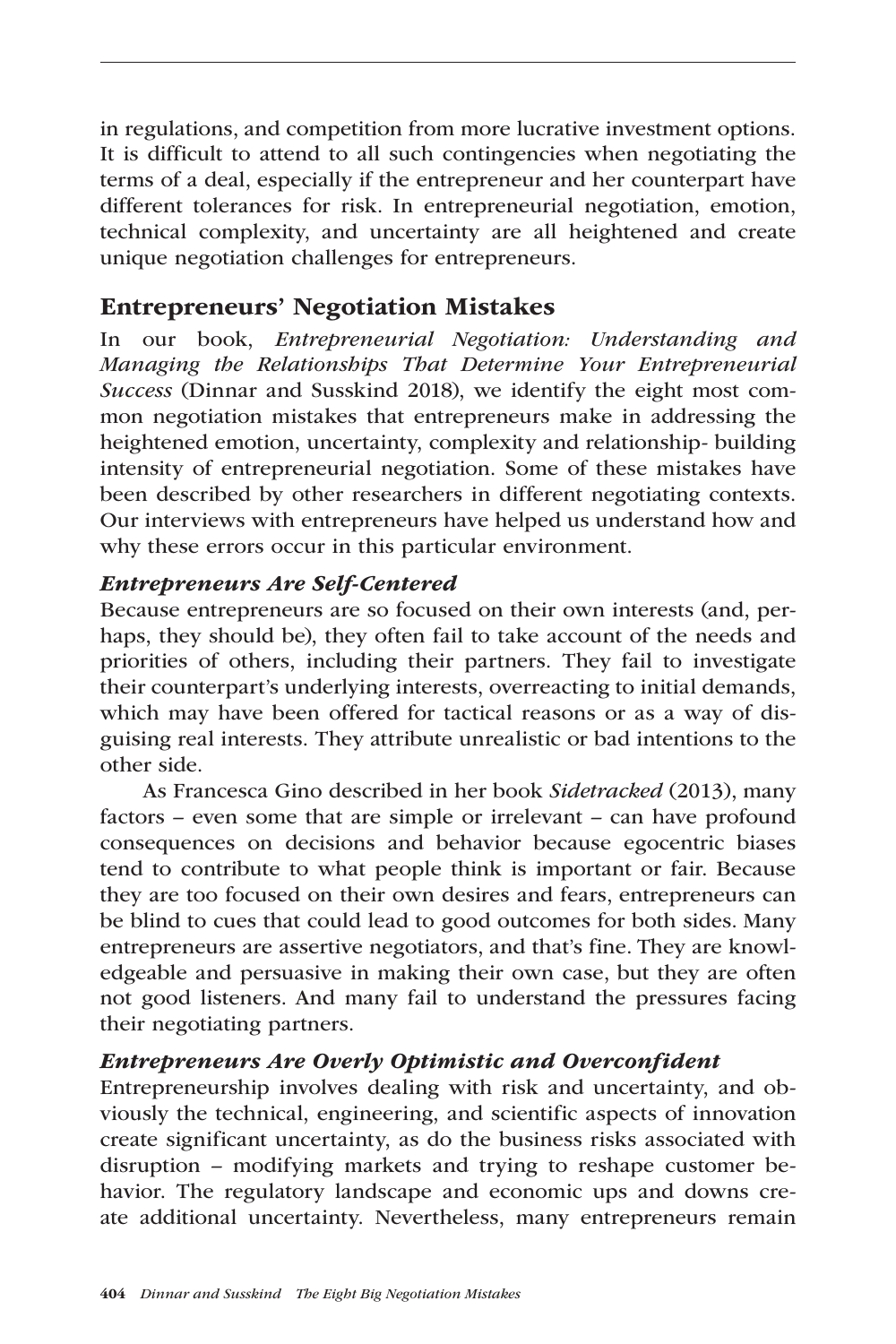in regulations, and competition from more lucrative investment options. It is difficult to attend to all such contingencies when negotiating the terms of a deal, especially if the entrepreneur and her counterpart have different tolerances for risk. In entrepreneurial negotiation, emotion, technical complexity, and uncertainty are all heightened and create unique negotiation challenges for entrepreneurs.

## Entrepreneurs' Negotiation Mistakes

In our book, *Entrepreneurial Negotiation: Understanding and Managing the Relationships That Determine Your Entrepreneurial Success* (Dinnar and Susskind 2018), we identify the eight most common negotiation mistakes that entrepreneurs make in addressing the heightened emotion, uncertainty, complexity and relationship- building intensity of entrepreneurial negotiation. Some of these mistakes have been described by other researchers in different negotiating contexts. Our interviews with entrepreneurs have helped us understand how and why these errors occur in this particular environment.

### *Entrepreneurs Are Self-Centered*

Because entrepreneurs are so focused on their own interests (and, perhaps, they should be), they often fail to take account of the needs and priorities of others, including their partners. They fail to investigate their counterpart's underlying interests, overreacting to initial demands, which may have been offered for tactical reasons or as a way of disguising real interests. They attribute unrealistic or bad intentions to the other side.

As Francesca Gino described in her book *Sidetracked* (2013), many factors – even some that are simple or irrelevant – can have profound consequences on decisions and behavior because egocentric biases tend to contribute to what people think is important or fair. Because they are too focused on their own desires and fears, entrepreneurs can be blind to cues that could lead to good outcomes for both sides. Many entrepreneurs are assertive negotiators, and that's fine. They are knowledgeable and persuasive in making their own case, but they are often not good listeners. And many fail to understand the pressures facing their negotiating partners.

### *Entrepreneurs Are Overly Optimistic and Overconfident*

Entrepreneurship involves dealing with risk and uncertainty, and obviously the technical, engineering, and scientific aspects of innovation create significant uncertainty, as do the business risks associated with disruption – modifying markets and trying to reshape customer behavior. The regulatory landscape and economic ups and downs create additional uncertainty. Nevertheless, many entrepreneurs remain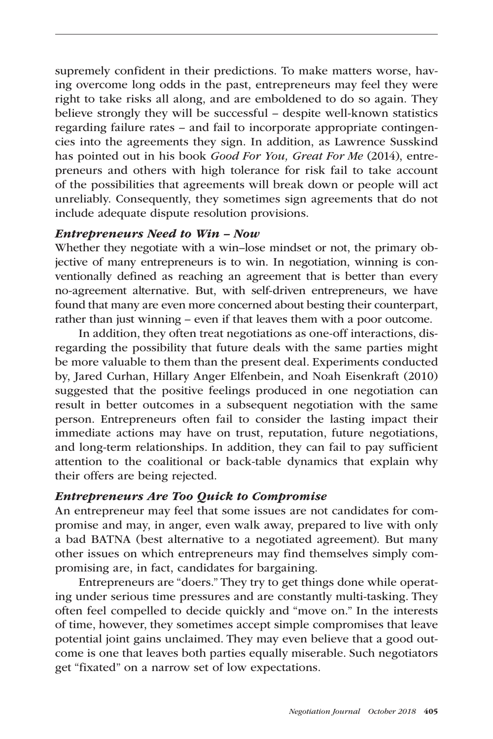supremely confident in their predictions. To make matters worse, having overcome long odds in the past, entrepreneurs may feel they were right to take risks all along, and are emboldened to do so again. They believe strongly they will be successful – despite well-known statistics regarding failure rates – and fail to incorporate appropriate contingencies into the agreements they sign. In addition, as Lawrence Susskind has pointed out in his book *Good For You, Great For Me* (2014), entrepreneurs and others with high tolerance for risk fail to take account of the possibilities that agreements will break down or people will act unreliably. Consequently, they sometimes sign agreements that do not include adequate dispute resolution provisions.

### *Entrepreneurs Need to Win – Now*

Whether they negotiate with a win–lose mindset or not, the primary objective of many entrepreneurs is to win. In negotiation, winning is conventionally defined as reaching an agreement that is better than every no-agreement alternative. But, with self-driven entrepreneurs, we have found that many are even more concerned about besting their counterpart, rather than just winning – even if that leaves them with a poor outcome.

In addition, they often treat negotiations as one-off interactions, disregarding the possibility that future deals with the same parties might be more valuable to them than the present deal. Experiments conducted by, Jared Curhan, Hillary Anger Elfenbein, and Noah Eisenkraft (2010) suggested that the positive feelings produced in one negotiation can result in better outcomes in a subsequent negotiation with the same person. Entrepreneurs often fail to consider the lasting impact their immediate actions may have on trust, reputation, future negotiations, and long-term relationships. In addition, they can fail to pay sufficient attention to the coalitional or back-table dynamics that explain why their offers are being rejected.

### *Entrepreneurs Are Too Quick to Compromise*

An entrepreneur may feel that some issues are not candidates for compromise and may, in anger, even walk away, prepared to live with only a bad BATNA (best alternative to a negotiated agreement). But many other issues on which entrepreneurs may find themselves simply compromising are, in fact, candidates for bargaining.

Entrepreneurs are "doers." They try to get things done while operating under serious time pressures and are constantly multi-tasking. They often feel compelled to decide quickly and "move on." In the interests of time, however, they sometimes accept simple compromises that leave potential joint gains unclaimed. They may even believe that a good outcome is one that leaves both parties equally miserable. Such negotiators get "fixated" on a narrow set of low expectations.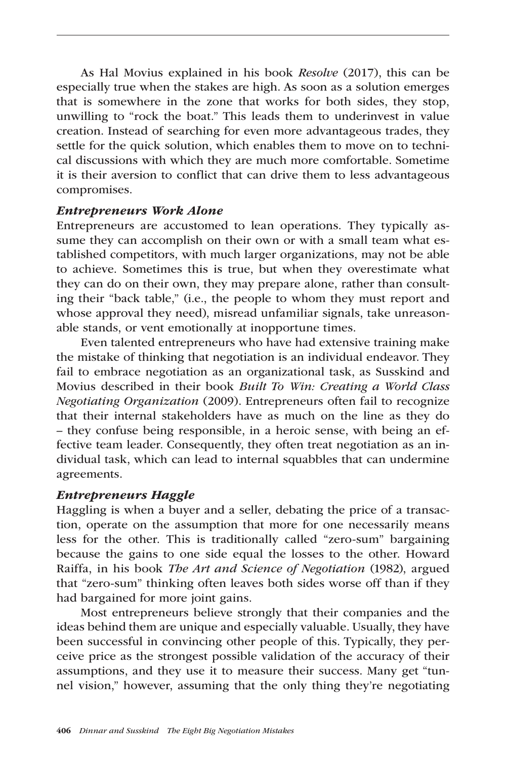As Hal Movius explained in his book *Resolve* (2017), this can be especially true when the stakes are high. As soon as a solution emerges that is somewhere in the zone that works for both sides, they stop, unwilling to "rock the boat." This leads them to underinvest in value creation. Instead of searching for even more advantageous trades, they settle for the quick solution, which enables them to move on to technical discussions with which they are much more comfortable. Sometime it is their aversion to conflict that can drive them to less advantageous compromises.

### *Entrepreneurs Work Alone*

Entrepreneurs are accustomed to lean operations. They typically assume they can accomplish on their own or with a small team what established competitors, with much larger organizations, may not be able to achieve. Sometimes this is true, but when they overestimate what they can do on their own, they may prepare alone, rather than consulting their "back table," (i.e., the people to whom they must report and whose approval they need), misread unfamiliar signals, take unreasonable stands, or vent emotionally at inopportune times.

Even talented entrepreneurs who have had extensive training make the mistake of thinking that negotiation is an individual endeavor. They fail to embrace negotiation as an organizational task, as Susskind and Movius described in their book *Built To Win: Creating a World Class Negotiating Organization* (2009). Entrepreneurs often fail to recognize that their internal stakeholders have as much on the line as they do – they confuse being responsible, in a heroic sense, with being an effective team leader. Consequently, they often treat negotiation as an individual task, which can lead to internal squabbles that can undermine agreements.

### *Entrepreneurs Haggle*

Haggling is when a buyer and a seller, debating the price of a transaction, operate on the assumption that more for one necessarily means less for the other. This is traditionally called "zero-sum" bargaining because the gains to one side equal the losses to the other. Howard Raiffa, in his book *The Art and Science of Negotiation* (1982), argued that "zero-sum" thinking often leaves both sides worse off than if they had bargained for more joint gains.

Most entrepreneurs believe strongly that their companies and the ideas behind them are unique and especially valuable. Usually, they have been successful in convincing other people of this. Typically, they perceive price as the strongest possible validation of the accuracy of their assumptions, and they use it to measure their success. Many get "tunnel vision," however, assuming that the only thing they're negotiating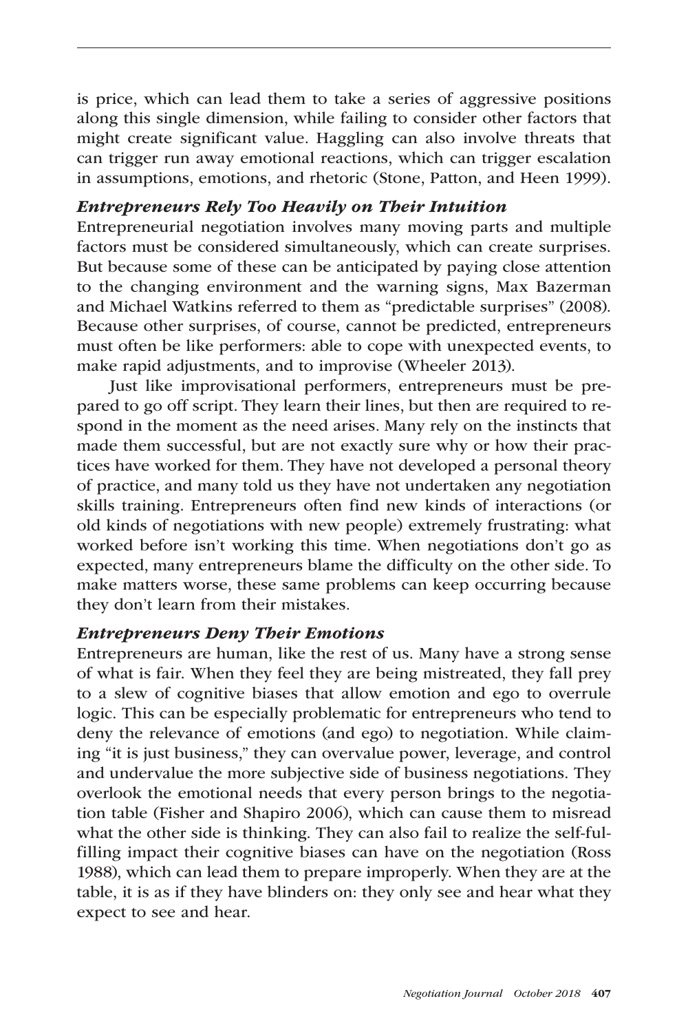is price, which can lead them to take a series of aggressive positions along this single dimension, while failing to consider other factors that might create significant value. Haggling can also involve threats that can trigger run away emotional reactions, which can trigger escalation in assumptions, emotions, and rhetoric (Stone, Patton, and Heen 1999).

### *Entrepreneurs Rely Too Heavily on Their Intuition*

Entrepreneurial negotiation involves many moving parts and multiple factors must be considered simultaneously, which can create surprises. But because some of these can be anticipated by paying close attention to the changing environment and the warning signs, Max Bazerman and Michael Watkins referred to them as "predictable surprises" (2008). Because other surprises, of course, cannot be predicted, entrepreneurs must often be like performers: able to cope with unexpected events, to make rapid adjustments, and to improvise (Wheeler 2013).

Just like improvisational performers, entrepreneurs must be prepared to go off script. They learn their lines, but then are required to respond in the moment as the need arises. Many rely on the instincts that made them successful, but are not exactly sure why or how their practices have worked for them. They have not developed a personal theory of practice, and many told us they have not undertaken any negotiation skills training. Entrepreneurs often find new kinds of interactions (or old kinds of negotiations with new people) extremely frustrating: what worked before isn't working this time. When negotiations don't go as expected, many entrepreneurs blame the difficulty on the other side. To make matters worse, these same problems can keep occurring because they don't learn from their mistakes.

### *Entrepreneurs Deny Their Emotions*

Entrepreneurs are human, like the rest of us. Many have a strong sense of what is fair. When they feel they are being mistreated, they fall prey to a slew of cognitive biases that allow emotion and ego to overrule logic. This can be especially problematic for entrepreneurs who tend to deny the relevance of emotions (and ego) to negotiation. While claiming "it is just business," they can overvalue power, leverage, and control and undervalue the more subjective side of business negotiations. They overlook the emotional needs that every person brings to the negotiation table (Fisher and Shapiro 2006), which can cause them to misread what the other side is thinking. They can also fail to realize the self-fulfilling impact their cognitive biases can have on the negotiation (Ross 1988), which can lead them to prepare improperly. When they are at the table, it is as if they have blinders on: they only see and hear what they expect to see and hear.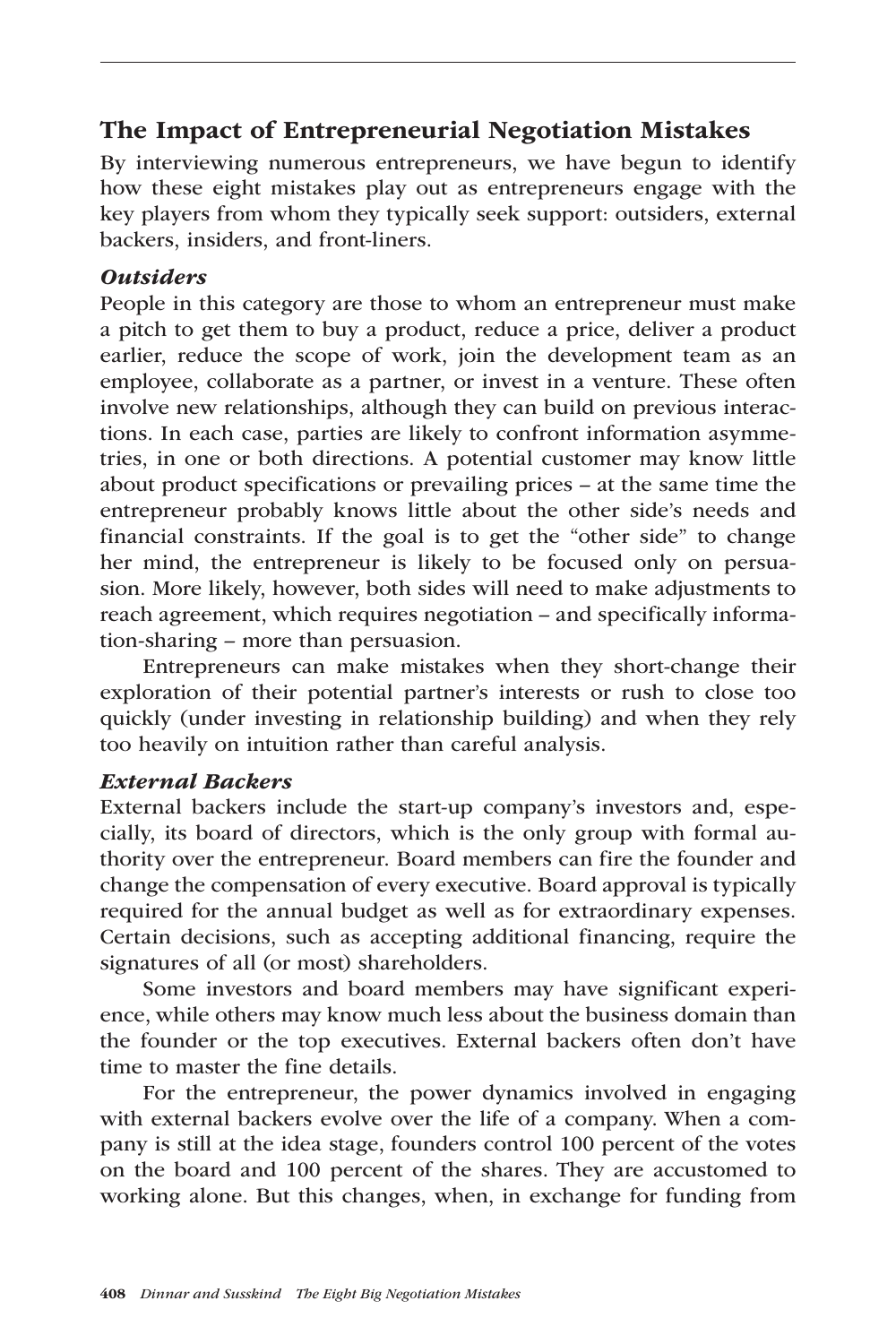## The Impact of Entrepreneurial Negotiation Mistakes

By interviewing numerous entrepreneurs, we have begun to identify how these eight mistakes play out as entrepreneurs engage with the key players from whom they typically seek support: outsiders, external backers, insiders, and front-liners.

### *Outsiders*

People in this category are those to whom an entrepreneur must make a pitch to get them to buy a product, reduce a price, deliver a product earlier, reduce the scope of work, join the development team as an employee, collaborate as a partner, or invest in a venture. These often involve new relationships, although they can build on previous interactions. In each case, parties are likely to confront information asymmetries, in one or both directions. A potential customer may know little about product specifications or prevailing prices – at the same time the entrepreneur probably knows little about the other side's needs and financial constraints. If the goal is to get the "other side" to change her mind, the entrepreneur is likely to be focused only on persuasion. More likely, however, both sides will need to make adjustments to reach agreement, which requires negotiation – and specifically information-sharing – more than persuasion.

Entrepreneurs can make mistakes when they short-change their exploration of their potential partner's interests or rush to close too quickly (under investing in relationship building) and when they rely too heavily on intuition rather than careful analysis.

### *External Backers*

External backers include the start-up company's investors and, especially, its board of directors, which is the only group with formal authority over the entrepreneur. Board members can fire the founder and change the compensation of every executive. Board approval is typically required for the annual budget as well as for extraordinary expenses. Certain decisions, such as accepting additional financing, require the signatures of all (or most) shareholders.

Some investors and board members may have significant experience, while others may know much less about the business domain than the founder or the top executives. External backers often don't have time to master the fine details.

For the entrepreneur, the power dynamics involved in engaging with external backers evolve over the life of a company. When a company is still at the idea stage, founders control 100 percent of the votes on the board and 100 percent of the shares. They are accustomed to working alone. But this changes, when, in exchange for funding from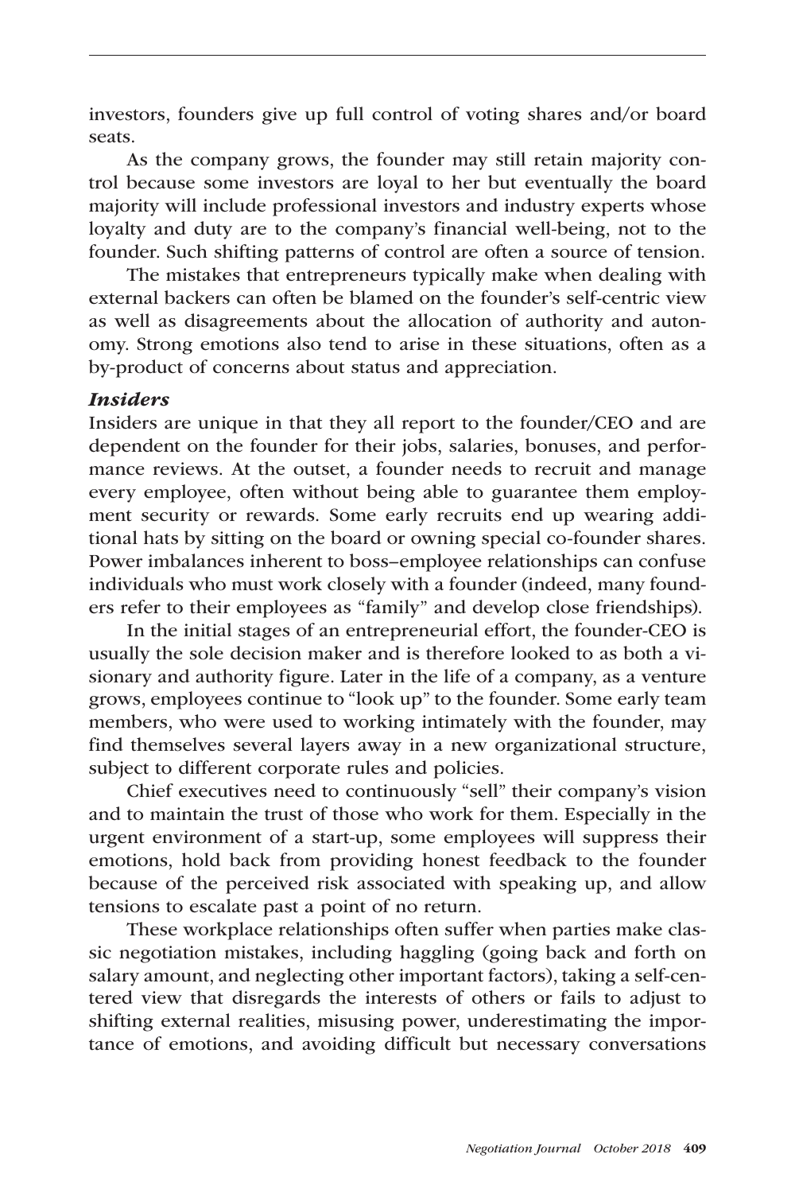investors, founders give up full control of voting shares and/or board seats.

As the company grows, the founder may still retain majority control because some investors are loyal to her but eventually the board majority will include professional investors and industry experts whose loyalty and duty are to the company's financial well-being, not to the founder. Such shifting patterns of control are often a source of tension.

The mistakes that entrepreneurs typically make when dealing with external backers can often be blamed on the founder's self-centric view as well as disagreements about the allocation of authority and autonomy. Strong emotions also tend to arise in these situations, often as a by-product of concerns about status and appreciation.

### *Insiders*

Insiders are unique in that they all report to the founder/CEO and are dependent on the founder for their jobs, salaries, bonuses, and performance reviews. At the outset, a founder needs to recruit and manage every employee, often without being able to guarantee them employment security or rewards. Some early recruits end up wearing additional hats by sitting on the board or owning special co-founder shares. Power imbalances inherent to boss–employee relationships can confuse individuals who must work closely with a founder (indeed, many founders refer to their employees as "family" and develop close friendships).

In the initial stages of an entrepreneurial effort, the founder-CEO is usually the sole decision maker and is therefore looked to as both a visionary and authority figure. Later in the life of a company, as a venture grows, employees continue to "look up" to the founder. Some early team members, who were used to working intimately with the founder, may find themselves several layers away in a new organizational structure, subject to different corporate rules and policies.

Chief executives need to continuously "sell" their company's vision and to maintain the trust of those who work for them. Especially in the urgent environment of a start-up, some employees will suppress their emotions, hold back from providing honest feedback to the founder because of the perceived risk associated with speaking up, and allow tensions to escalate past a point of no return.

These workplace relationships often suffer when parties make classic negotiation mistakes, including haggling (going back and forth on salary amount, and neglecting other important factors), taking a self-centered view that disregards the interests of others or fails to adjust to shifting external realities, misusing power, underestimating the importance of emotions, and avoiding difficult but necessary conversations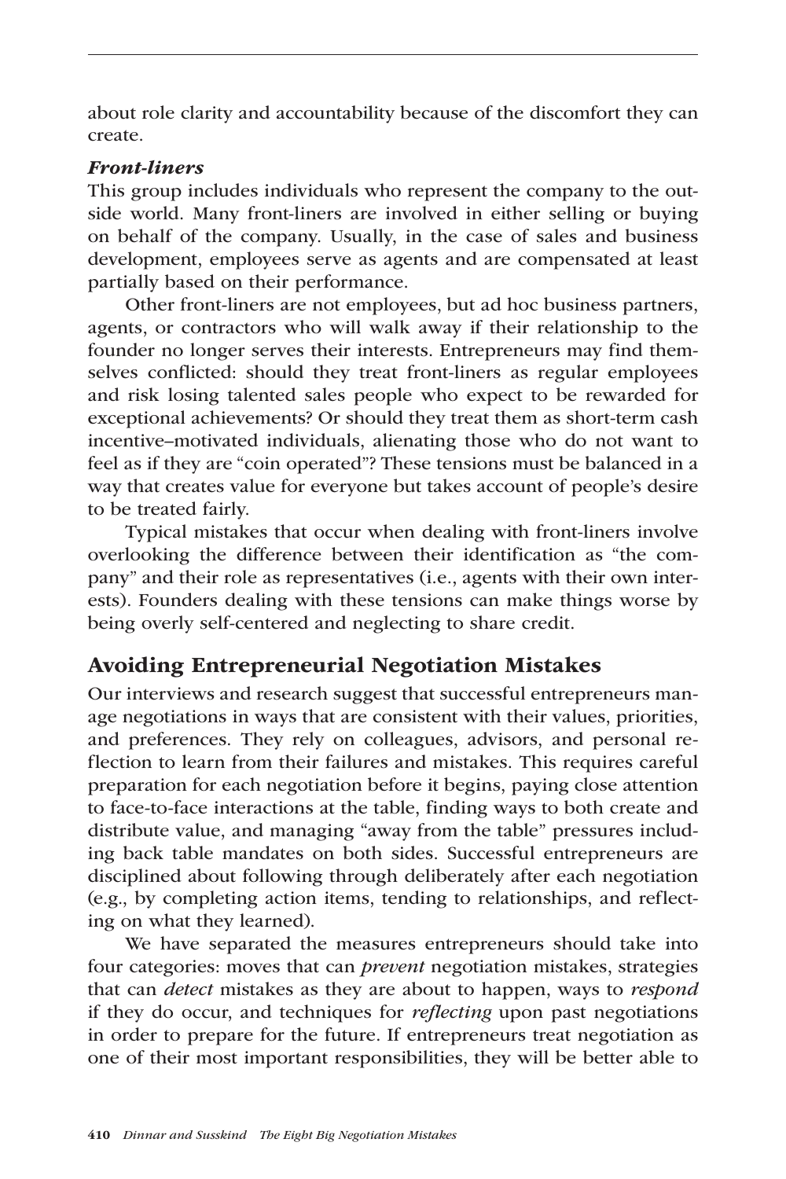about role clarity and accountability because of the discomfort they can create.

***Front-liners***

This group includes individuals who represent the company to the outside world. Many front-liners are involved in either selling or buying on behalf of the company. Usually, in the case of sales and business development, employees serve as agents and are compensated at least partially based on their performance.

Other front-liners are not employees, but ad hoc business partners, agents, or contractors who will walk away if their relationship to the founder no longer serves their interests. Entrepreneurs may find themselves conflicted: should they treat front-liners as regular employees and risk losing talented sales people who expect to be rewarded for exceptional achievements? Or should they treat them as short-term cash incentive–motivated individuals, alienating those who do not want to feel as if they are "coin operated"? These tensions must be balanced in a way that creates value for everyone but takes account of people's desire to be treated fairly.

Typical mistakes that occur when dealing with front-liners involve overlooking the difference between their identification as "the company" and their role as representatives (i.e., agents with their own interests). Founders dealing with these tensions can make things worse by being overly self-centered and neglecting to share credit.

## Avoiding Entrepreneurial Negotiation Mistakes

Our interviews and research suggest that successful entrepreneurs manage negotiations in ways that are consistent with their values, priorities, and preferences. They rely on colleagues, advisors, and personal reflection to learn from their failures and mistakes. This requires careful preparation for each negotiation before it begins, paying close attention to face-to-face interactions at the table, finding ways to both create and distribute value, and managing "away from the table" pressures including back table mandates on both sides. Successful entrepreneurs are disciplined about following through deliberately after each negotiation (e.g., by completing action items, tending to relationships, and reflecting on what they learned).

We have separated the measures entrepreneurs should take into four categories: moves that can *prevent* negotiation mistakes, strategies that can *detect* mistakes as they are about to happen, ways to *respond* if they do occur, and techniques for *reflecting* upon past negotiations in order to prepare for the future. If entrepreneurs treat negotiation as one of their most important responsibilities, they will be better able to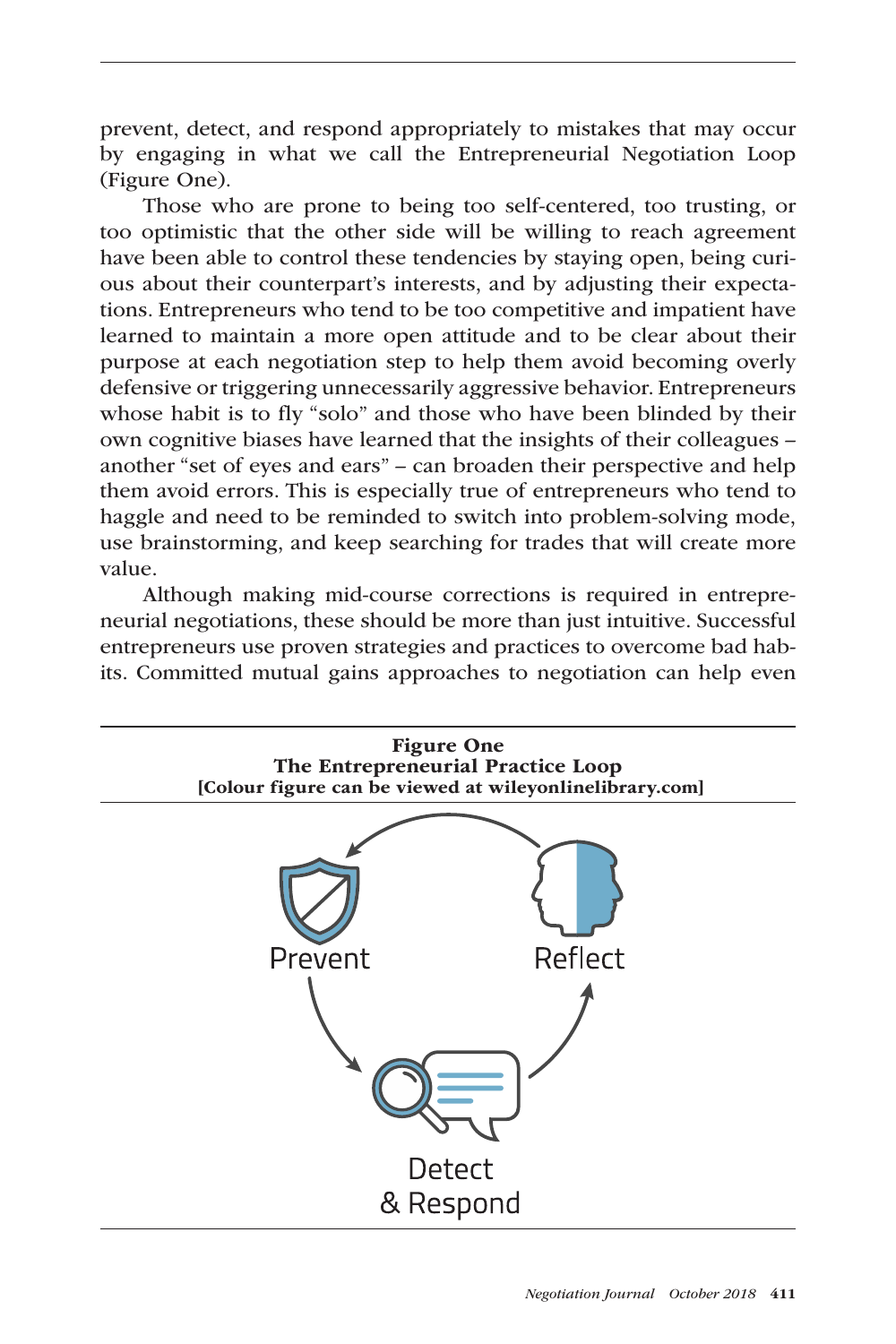prevent, detect, and respond appropriately to mistakes that may occur by engaging in what we call the Entrepreneurial Negotiation Loop (Figure One).

Those who are prone to being too self-centered, too trusting, or too optimistic that the other side will be willing to reach agreement have been able to control these tendencies by staying open, being curious about their counterpart's interests, and by adjusting their expectations. Entrepreneurs who tend to be too competitive and impatient have learned to maintain a more open attitude and to be clear about their purpose at each negotiation step to help them avoid becoming overly defensive or triggering unnecessarily aggressive behavior. Entrepreneurs whose habit is to fly "solo" and those who have been blinded by their own cognitive biases have learned that the insights of their colleagues – another "set of eyes and ears" – can broaden their perspective and help them avoid errors. This is especially true of entrepreneurs who tend to haggle and need to be reminded to switch into problem-solving mode, use brainstorming, and keep searching for trades that will create more value.

Although making mid-course corrections is required in entrepreneurial negotiations, these should be more than just intuitive. Successful entrepreneurs use proven strategies and practices to overcome bad habits. Committed mutual gains approaches to negotiation can help even

**Figure One**
**The Entrepreneurial Practice Loop**
**[Colour figure can be viewed at wileyonlinelibrary.com]**

Prevent

Reflect

Detect
& Respond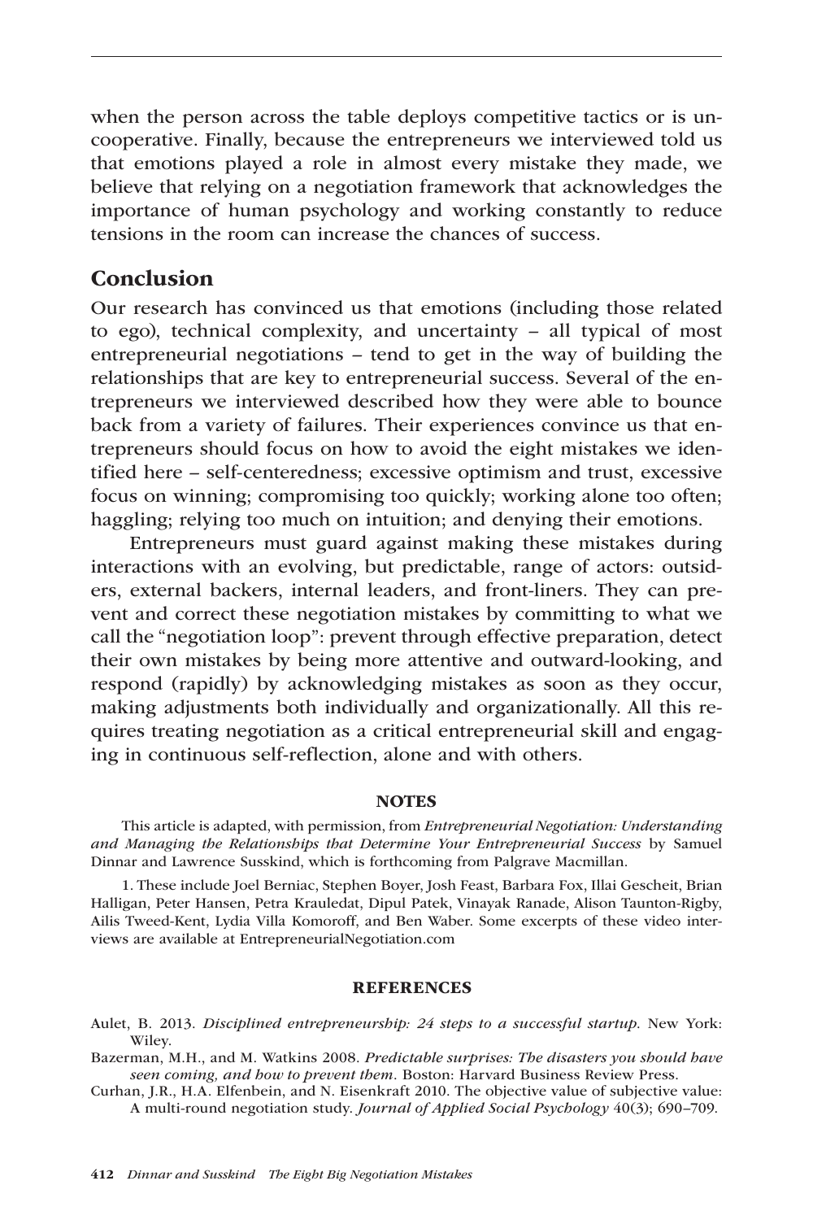when the person across the table deploys competitive tactics or is uncooperative. Finally, because the entrepreneurs we interviewed told us that emotions played a role in almost every mistake they made, we believe that relying on a negotiation framework that acknowledges the importance of human psychology and working constantly to reduce tensions in the room can increase the chances of success.

## Conclusion

Our research has convinced us that emotions (including those related to ego), technical complexity, and uncertainty – all typical of most entrepreneurial negotiations – tend to get in the way of building the relationships that are key to entrepreneurial success. Several of the entrepreneurs we interviewed described how they were able to bounce back from a variety of failures. Their experiences convince us that entrepreneurs should focus on how to avoid the eight mistakes we identified here – self-centeredness; excessive optimism and trust, excessive focus on winning; compromising too quickly; working alone too often; haggling; relying too much on intuition; and denying their emotions.

Entrepreneurs must guard against making these mistakes during interactions with an evolving, but predictable, range of actors: outsiders, external backers, internal leaders, and front-liners. They can prevent and correct these negotiation mistakes by committing to what we call the "negotiation loop": prevent through effective preparation, detect their own mistakes by being more attentive and outward-looking, and respond (rapidly) by acknowledging mistakes as soon as they occur, making adjustments both individually and organizationally. All this requires treating negotiation as a critical entrepreneurial skill and engaging in continuous self-reflection, alone and with others.

### NOTES

This article is adapted, with permission, from *Entrepreneurial Negotiation: Understanding and Managing the Relationships that Determine Your Entrepreneurial Success* by Samuel Dinnar and Lawrence Susskind, which is forthcoming from Palgrave Macmillan.

1. These include Joel Berniac, Stephen Boyer, Josh Feast, Barbara Fox, Illai Gescheit, Brian Halligan, Peter Hansen, Petra Krauledat, Dipul Patek, Vinayak Ranade, Alison Taunton-Rigby, Ailis Tweed-Kent, Lydia Villa Komoroff, and Ben Waber. Some excerpts of these video interviews are available at EntrepreneurialNegotiation.com

### REFERENCES

Aulet, B. 2013. *Disciplined entrepreneurship: 24 steps to a successful startup*. New York: Wiley.

Bazerman, M.H., and M. Watkins 2008. *Predictable surprises: The disasters you should have seen coming, and how to prevent them*. Boston: Harvard Business Review Press.

Curhan, J.R., H.A. Elfenbein, and N. Eisenkraft 2010. The objective value of subjective value: A multi-round negotiation study. *Journal of Applied Social Psychology* 40(3); 690–709.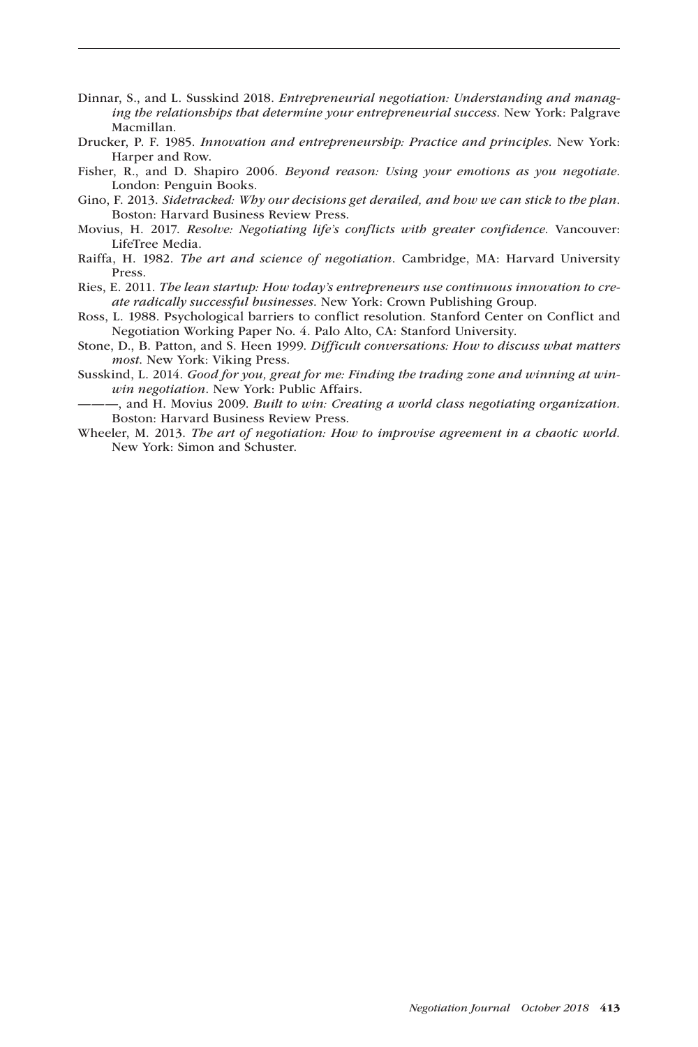Dinnar, S., and L. Susskind 2018. *Entrepreneurial negotiation: Understanding and managing the relationships that determine your entrepreneurial success*. New York: Palgrave Macmillan.

Drucker, P. F. 1985. *Innovation and entrepreneurship: Practice and principles*. New York: Harper and Row.

Fisher, R., and D. Shapiro 2006. *Beyond reason: Using your emotions as you negotiate*. London: Penguin Books.

Gino, F. 2013. *Sidetracked: Why our decisions get derailed, and how we can stick to the plan*. Boston: Harvard Business Review Press.

Movius, H. 2017. *Resolve: Negotiating life's conflicts with greater confidence*. Vancouver: LifeTree Media.

Raiffa, H. 1982. *The art and science of negotiation*. Cambridge, MA: Harvard University Press.

Ries, E. 2011. *The lean startup: How today's entrepreneurs use continuous innovation to create radically successful businesses*. New York: Crown Publishing Group.

Ross, L. 1988. Psychological barriers to conflict resolution. Stanford Center on Conflict and Negotiation Working Paper No. 4. Palo Alto, CA: Stanford University.

Stone, D., B. Patton, and S. Heen 1999. *Difficult conversations: How to discuss what matters most*. New York: Viking Press.

Susskind, L. 2014. *Good for you, great for me: Finding the trading zone and winning at win-win negotiation*. New York: Public Affairs.

———, and H. Movius 2009. *Built to win: Creating a world class negotiating organization*. Boston: Harvard Business Review Press.

Wheeler, M. 2013. *The art of negotiation: How to improvise agreement in a chaotic world*. New York: Simon and Schuster.